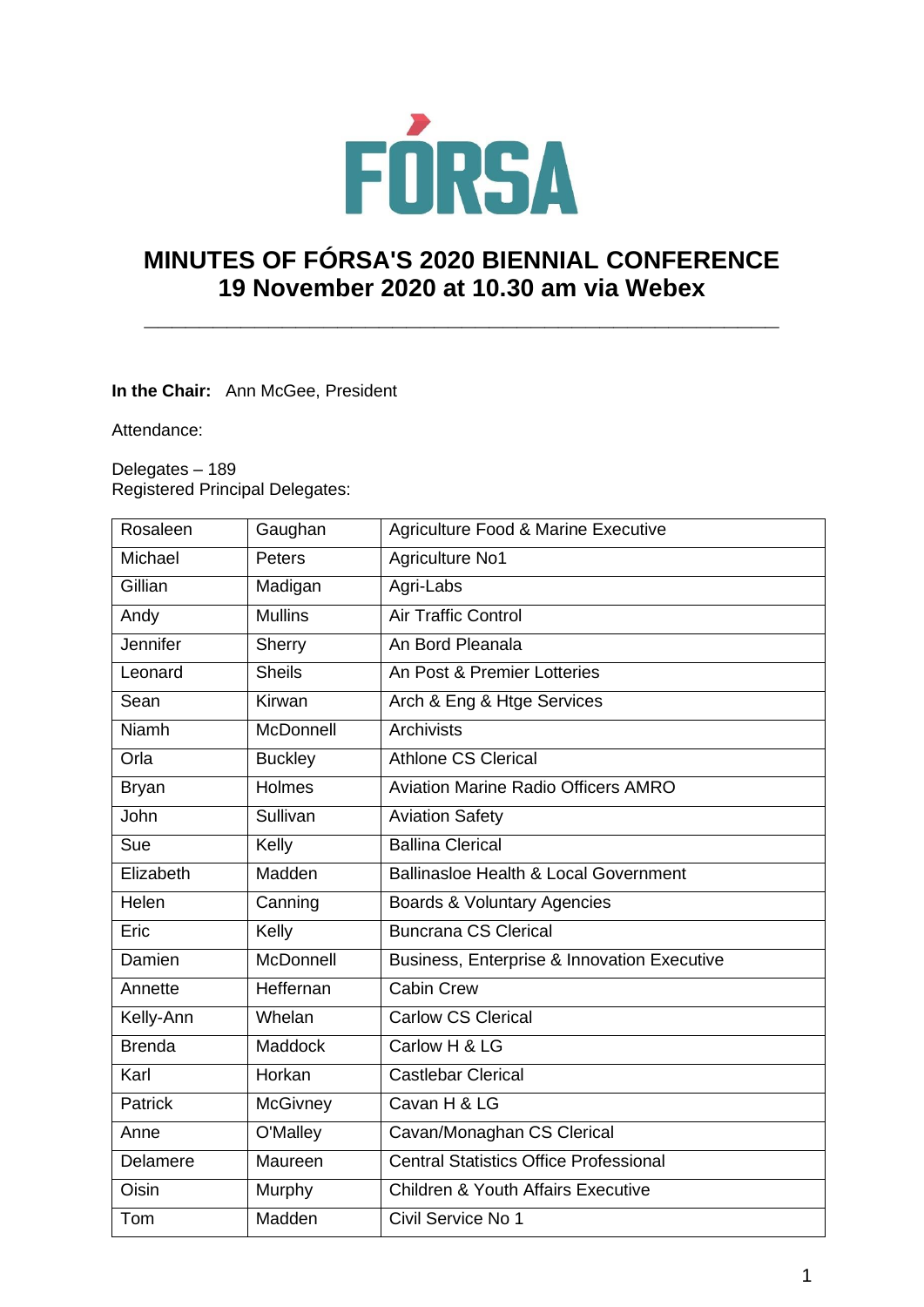# MINUTES OF FÓRSA'S 2020 BIENNIAL CONFERENCE
## 19 November 2020 at 10.30 am via Webex

**In the Chair:** Ann McGee, President

Attendance:

Delegates – 189
Registered Principal Delegates:

| | | |
|---|---|---|
| Rosaleen | Gaughan | Agriculture Food & Marine Executive |
| Michael | Peters | Agriculture No1 |
| Gillian | Madigan | Agri-Labs |
| Andy | Mullins | Air Traffic Control |
| Jennifer | Sherry | An Bord Pleanala |
| Leonard | Sheils | An Post & Premier Lotteries |
| Sean | Kirwan | Arch & Eng & Htge Services |
| Niamh | McDonnell | Archivists |
| Orla | Buckley | Athlone CS Clerical |
| Bryan | Holmes | Aviation Marine Radio Officers AMRO |
| John | Sullivan | Aviation Safety |
| Sue | Kelly | Ballina Clerical |
| Elizabeth | Madden | Ballinasloe Health & Local Government |
| Helen | Canning | Boards & Voluntary Agencies |
| Eric | Kelly | Buncrana CS Clerical |
| Damien | McDonnell | Business, Enterprise & Innovation Executive |
| Annette | Heffernan | Cabin Crew |
| Kelly-Ann | Whelan | Carlow CS Clerical |
| Brenda | Maddock | Carlow H & LG |
| Karl | Horkan | Castlebar Clerical |
| Patrick | McGivney | Cavan H & LG |
| Anne | O'Malley | Cavan/Monaghan CS Clerical |
| Delamere | Maureen | Central Statistics Office Professional |
| Oisin | Murphy | Children & Youth Affairs Executive |
| Tom | Madden | Civil Service No 1 |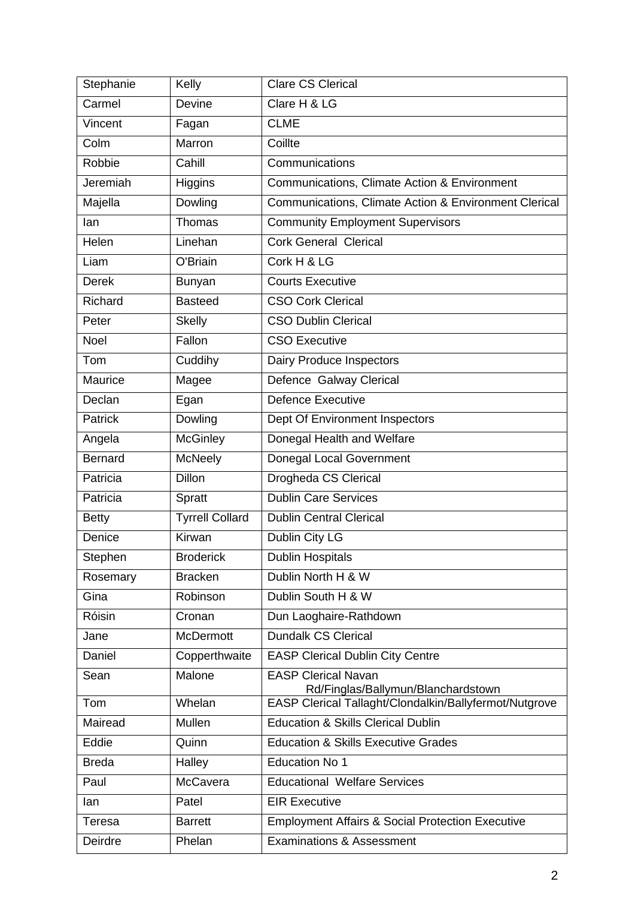| Stephanie | Kelly | Clare CS Clerical |
|---|---|---|
| Carmel | Devine | Clare H & LG |
| Vincent | Fagan | CLME |
| Colm | Marron | Coillte |
| Robbie | Cahill | Communications |
| Jeremiah | Higgins | Communications, Climate Action & Environment |
| Majella | Dowling | Communications, Climate Action & Environment Clerical |
| Ian | Thomas | Community Employment Supervisors |
| Helen | Linehan | Cork General Clerical |
| Liam | O'Briain | Cork H & LG |
| Derek | Bunyan | Courts Executive |
| Richard | Basteed | CSO Cork Clerical |
| Peter | Skelly | CSO Dublin Clerical |
| Noel | Fallon | CSO Executive |
| Tom | Cuddihy | Dairy Produce Inspectors |
| Maurice | Magee | Defence Galway Clerical |
| Declan | Egan | Defence Executive |
| Patrick | Dowling | Dept Of Environment Inspectors |
| Angela | McGinley | Donegal Health and Welfare |
| Bernard | McNeely | Donegal Local Government |
| Patricia | Dillon | Drogheda CS Clerical |
| Patricia | Spratt | Dublin Care Services |
| Betty | Tyrrell Collard | Dublin Central Clerical |
| Denice | Kirwan | Dublin City LG |
| Stephen | Broderick | Dublin Hospitals |
| Rosemary | Bracken | Dublin North H & W |
| Gina | Robinson | Dublin South H & W |
| Róisin | Cronan | Dun Laoghaire-Rathdown |
| Jane | McDermott | Dundalk CS Clerical |
| Daniel | Copperthwaite | EASP Clerical Dublin City Centre |
| Sean | Malone | EASP Clerical Navan Rd/Finglas/Ballymun/Blanchardstown |
| Tom | Whelan | EASP Clerical Tallaght/Clondalkin/Ballyfermot/Nutgrove |
| Mairead | Mullen | Education & Skills Clerical Dublin |
| Eddie | Quinn | Education & Skills Executive Grades |
| Breda | Halley | Education No 1 |
| Paul | McCavera | Educational Welfare Services |
| Ian | Patel | EIR Executive |
| Teresa | Barrett | Employment Affairs & Social Protection Executive |
| Deirdre | Phelan | Examinations & Assessment |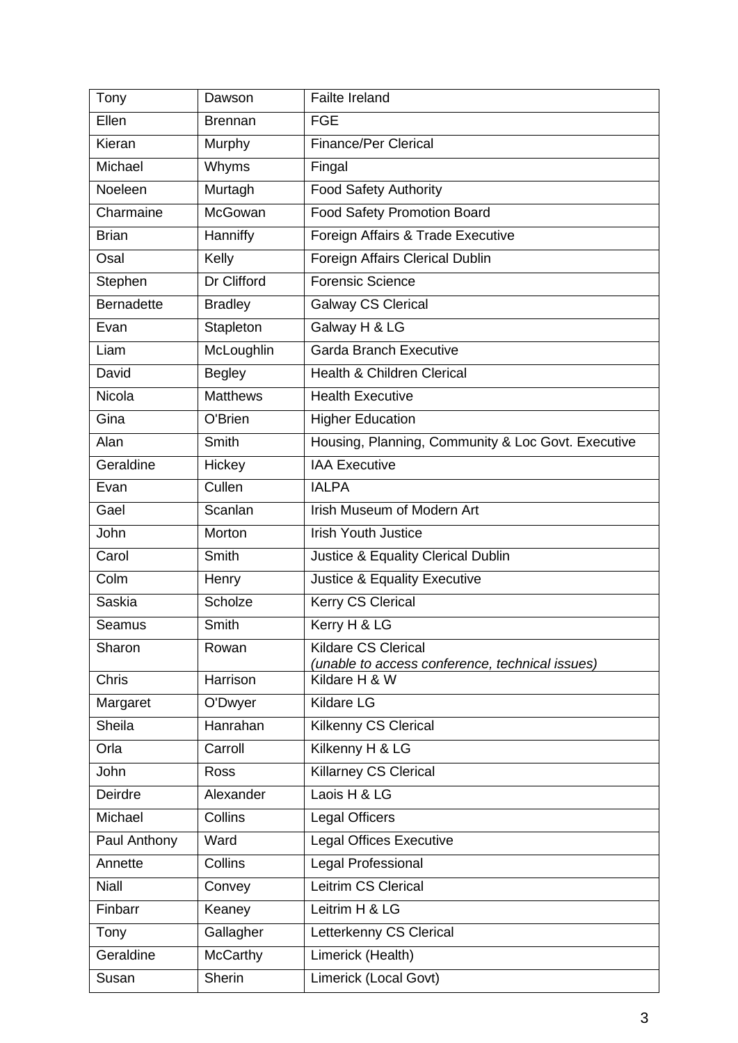| | | |
|---|---|---|
| Tony | Dawson | Failte Ireland |
| Ellen | Brennan | FGE |
| Kieran | Murphy | Finance/Per Clerical |
| Michael | Whyms | Fingal |
| Noeleen | Murtagh | Food Safety Authority |
| Charmaine | McGowan | Food Safety Promotion Board |
| Brian | Hanniffy | Foreign Affairs & Trade Executive |
| Osal | Kelly | Foreign Affairs Clerical Dublin |
| Stephen | Dr Clifford | Forensic Science |
| Bernadette | Bradley | Galway CS Clerical |
| Evan | Stapleton | Galway H & LG |
| Liam | McLoughlin | Garda Branch Executive |
| David | Begley | Health & Children Clerical |
| Nicola | Matthews | Health Executive |
| Gina | O'Brien | Higher Education |
| Alan | Smith | Housing, Planning, Community & Loc Govt. Executive |
| Geraldine | Hickey | IAA Executive |
| Evan | Cullen | IALPA |
| Gael | Scanlan | Irish Museum of Modern Art |
| John | Morton | Irish Youth Justice |
| Carol | Smith | Justice & Equality Clerical Dublin |
| Colm | Henry | Justice & Equality Executive |
| Saskia | Scholze | Kerry CS Clerical |
| Seamus | Smith | Kerry H & LG |
| Sharon | Rowan | Kildare CS Clerical *(unable to access conference, technical issues)* |
| Chris | Harrison | Kildare H & W |
| Margaret | O'Dwyer | Kildare LG |
| Sheila | Hanrahan | Kilkenny CS Clerical |
| Orla | Carroll | Kilkenny H & LG |
| John | Ross | Killarney CS Clerical |
| Deirdre | Alexander | Laois H & LG |
| Michael | Collins | Legal Officers |
| Paul Anthony | Ward | Legal Offices Executive |
| Annette | Collins | Legal Professional |
| Niall | Convey | Leitrim CS Clerical |
| Finbarr | Keaney | Leitrim H & LG |
| Tony | Gallagher | Letterkenny CS Clerical |
| Geraldine | McCarthy | Limerick (Health) |
| Susan | Sherin | Limerick (Local Govt) |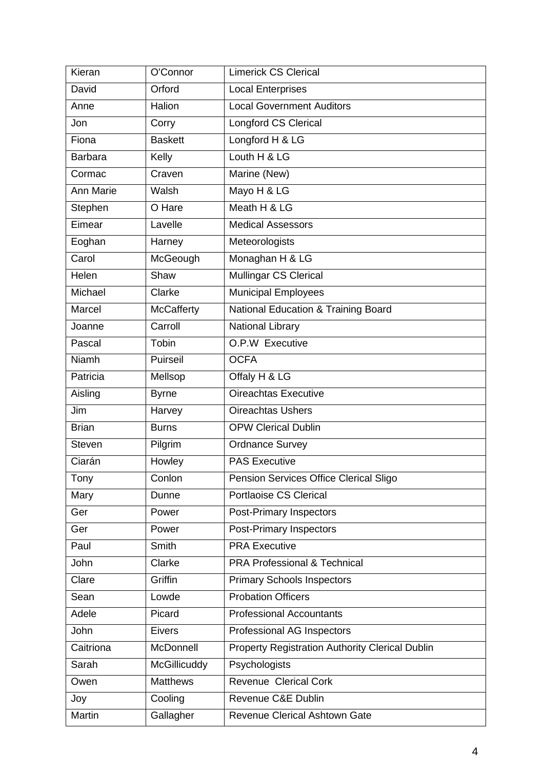| Kieran | O'Connor | Limerick CS Clerical |
|---|---|---|
| David | Orford | Local Enterprises |
| Anne | Halion | Local Government Auditors |
| Jon | Corry | Longford CS Clerical |
| Fiona | Baskett | Longford H & LG |
| Barbara | Kelly | Louth H & LG |
| Cormac | Craven | Marine (New) |
| Ann Marie | Walsh | Mayo H & LG |
| Stephen | O Hare | Meath H & LG |
| Eimear | Lavelle | Medical Assessors |
| Eoghan | Harney | Meteorologists |
| Carol | McGeough | Monaghan H & LG |
| Helen | Shaw | Mullingar CS Clerical |
| Michael | Clarke | Municipal Employees |
| Marcel | McCafferty | National Education & Training Board |
| Joanne | Carroll | National Library |
| Pascal | Tobin | O.P.W Executive |
| Niamh | Puirseil | OCFA |
| Patricia | Mellsop | Offaly H & LG |
| Aisling | Byrne | Oireachtas Executive |
| Jim | Harvey | Oireachtas Ushers |
| Brian | Burns | OPW Clerical Dublin |
| Steven | Pilgrim | Ordnance Survey |
| Ciarán | Howley | PAS Executive |
| Tony | Conlon | Pension Services Office Clerical Sligo |
| Mary | Dunne | Portlaoise CS Clerical |
| Ger | Power | Post-Primary Inspectors |
| Ger | Power | Post-Primary Inspectors |
| Paul | Smith | PRA Executive |
| John | Clarke | PRA Professional & Technical |
| Clare | Griffin | Primary Schools Inspectors |
| Sean | Lowde | Probation Officers |
| Adele | Picard | Professional Accountants |
| John | Eivers | Professional AG Inspectors |
| Caitriona | McDonnell | Property Registration Authority Clerical Dublin |
| Sarah | McGillicuddy | Psychologists |
| Owen | Matthews | Revenue Clerical Cork |
| Joy | Cooling | Revenue C&E Dublin |
| Martin | Gallagher | Revenue Clerical Ashtown Gate |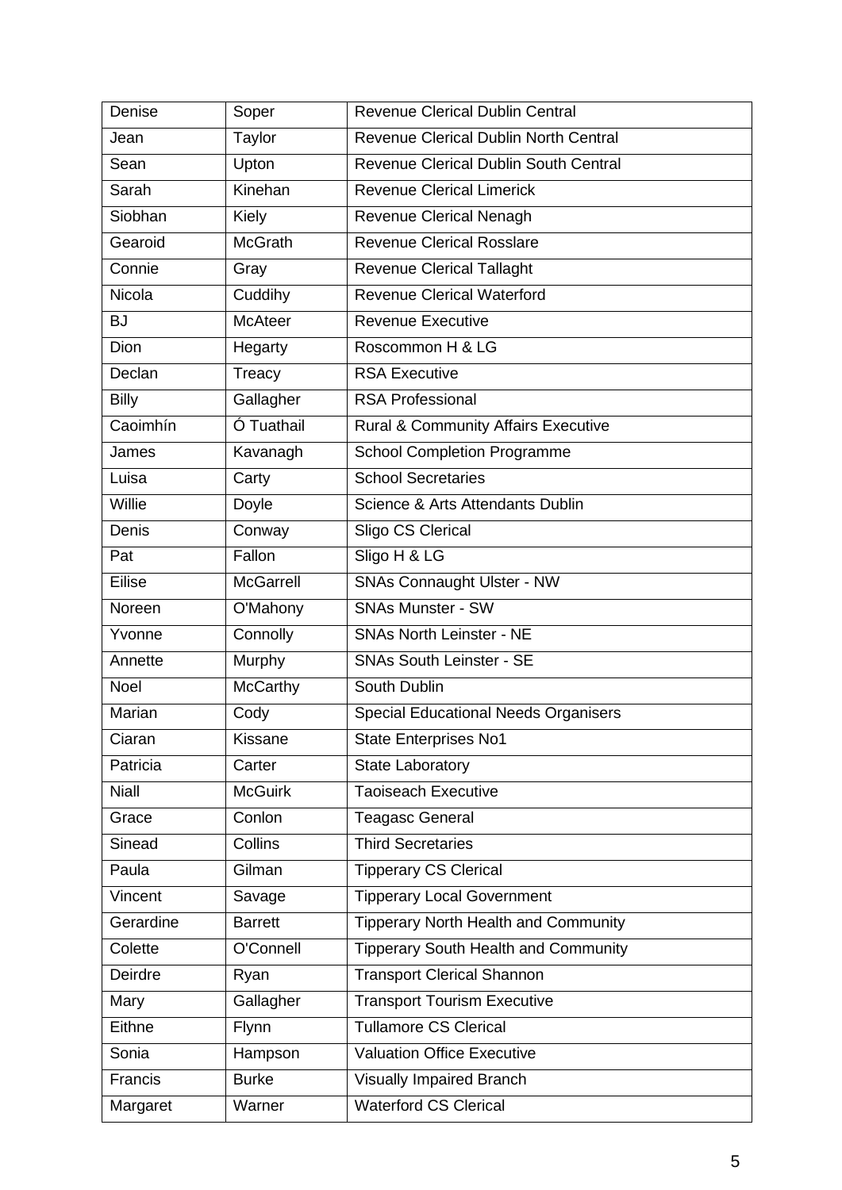| Denise | Soper | Revenue Clerical Dublin Central |
|---|---|---|
| Jean | Taylor | Revenue Clerical Dublin North Central |
| Sean | Upton | Revenue Clerical Dublin South Central |
| Sarah | Kinehan | Revenue Clerical Limerick |
| Siobhan | Kiely | Revenue Clerical Nenagh |
| Gearoid | McGrath | Revenue Clerical Rosslare |
| Connie | Gray | Revenue Clerical Tallaght |
| Nicola | Cuddihy | Revenue Clerical Waterford |
| BJ | McAteer | Revenue Executive |
| Dion | Hegarty | Roscommon H & LG |
| Declan | Treacy | RSA Executive |
| Billy | Gallagher | RSA Professional |
| Caoimhín | Ó Tuathail | Rural & Community Affairs Executive |
| James | Kavanagh | School Completion Programme |
| Luisa | Carty | School Secretaries |
| Willie | Doyle | Science & Arts Attendants Dublin |
| Denis | Conway | Sligo CS Clerical |
| Pat | Fallon | Sligo H & LG |
| Eilise | McGarrell | SNAs Connaught Ulster - NW |
| Noreen | O'Mahony | SNAs Munster - SW |
| Yvonne | Connolly | SNAs North Leinster - NE |
| Annette | Murphy | SNAs South Leinster - SE |
| Noel | McCarthy | South Dublin |
| Marian | Cody | Special Educational Needs Organisers |
| Ciaran | Kissane | State Enterprises No1 |
| Patricia | Carter | State Laboratory |
| Niall | McGuirk | Taoiseach Executive |
| Grace | Conlon | Teagasc General |
| Sinead | Collins | Third Secretaries |
| Paula | Gilman | Tipperary CS Clerical |
| Vincent | Savage | Tipperary Local Government |
| Gerardine | Barrett | Tipperary North Health and Community |
| Colette | O'Connell | Tipperary South Health and Community |
| Deirdre | Ryan | Transport Clerical Shannon |
| Mary | Gallagher | Transport Tourism Executive |
| Eithne | Flynn | Tullamore CS Clerical |
| Sonia | Hampson | Valuation Office Executive |
| Francis | Burke | Visually Impaired Branch |
| Margaret | Warner | Waterford CS Clerical |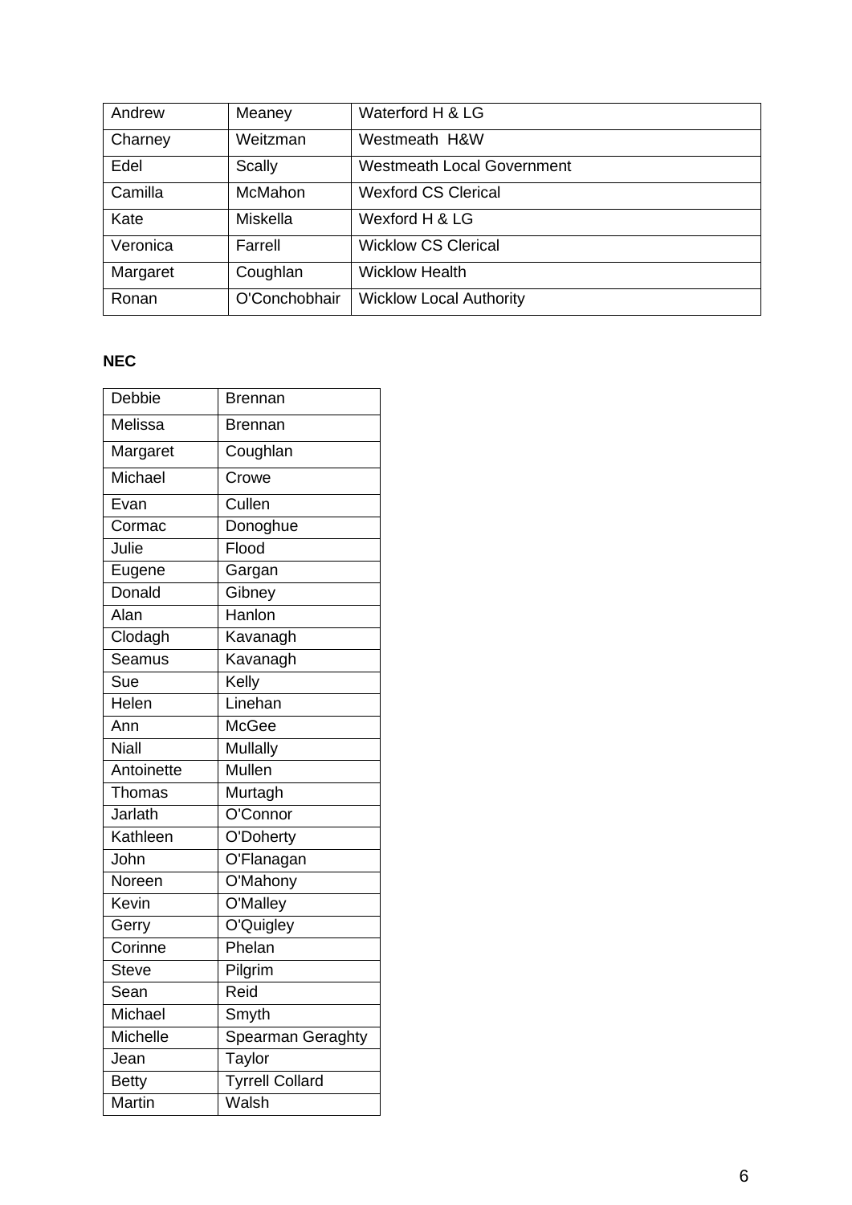| Andrew | Meaney | Waterford H & LG |
|---|---|---|
| Charney | Weitzman | Westmeath H&W |
| Edel | Scally | Westmeath Local Government |
| Camilla | McMahon | Wexford CS Clerical |
| Kate | Miskella | Wexford H & LG |
| Veronica | Farrell | Wicklow CS Clerical |
| Margaret | Coughlan | Wicklow Health |
| Ronan | O'Conchobhair | Wicklow Local Authority |

**NEC**

| Debbie | Brennan |
|---|---|
| Melissa | Brennan |
| Margaret | Coughlan |
| Michael | Crowe |
| Evan | Cullen |
| Cormac | Donoghue |
| Julie | Flood |
| Eugene | Gargan |
| Donald | Gibney |
| Alan | Hanlon |
| Clodagh | Kavanagh |
| Seamus | Kavanagh |
| Sue | Kelly |
| Helen | Linehan |
| Ann | McGee |
| Niall | Mullally |
| Antoinette | Mullen |
| Thomas | Murtagh |
| Jarlath | O'Connor |
| Kathleen | O'Doherty |
| John | O'Flanagan |
| Noreen | O'Mahony |
| Kevin | O'Malley |
| Gerry | O'Quigley |
| Corinne | Phelan |
| Steve | Pilgrim |
| Sean | Reid |
| Michael | Smyth |
| Michelle | Spearman Geraghty |
| Jean | Taylor |
| Betty | Tyrrell Collard |
| Martin | Walsh |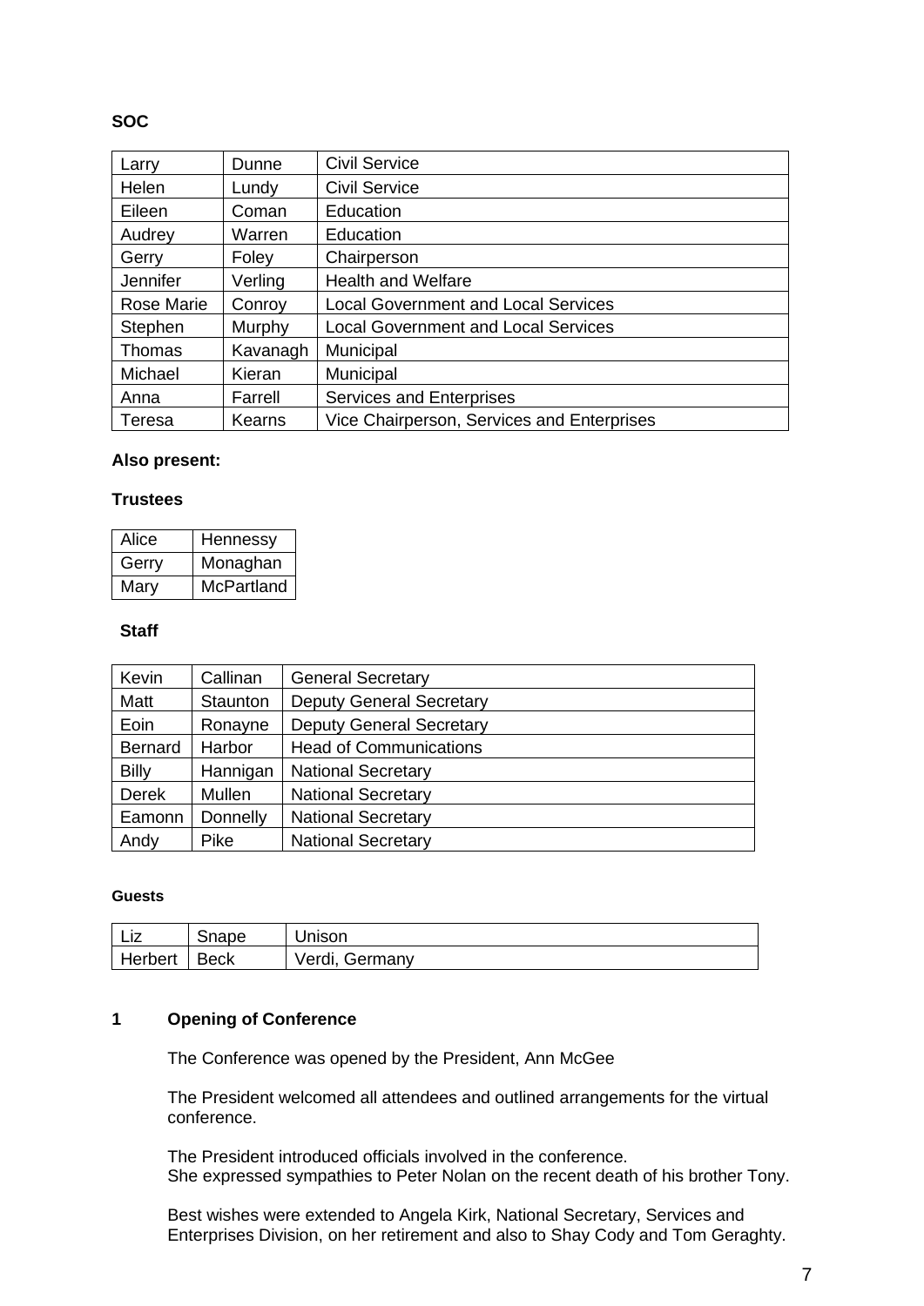**SOC**

| Larry | Dunne | Civil Service |
|---|---|---|
| Helen | Lundy | Civil Service |
| Eileen | Coman | Education |
| Audrey | Warren | Education |
| Gerry | Foley | Chairperson |
| Jennifer | Verling | Health and Welfare |
| Rose Marie | Conroy | Local Government and Local Services |
| Stephen | Murphy | Local Government and Local Services |
| Thomas | Kavanagh | Municipal |
| Michael | Kieran | Municipal |
| Anna | Farrell | Services and Enterprises |
| Teresa | Kearns | Vice Chairperson, Services and Enterprises |

**Also present:**

**Trustees**

| Alice | Hennessy |
|---|---|
| Gerry | Monaghan |
| Mary | McPartland |

**Staff**

| Kevin | Callinan | General Secretary |
|---|---|---|
| Matt | Staunton | Deputy General Secretary |
| Eoin | Ronayne | Deputy General Secretary |
| Bernard | Harbor | Head of Communications |
| Billy | Hannigan | National Secretary |
| Derek | Mullen | National Secretary |
| Eamonn | Donnelly | National Secretary |
| Andy | Pike | National Secretary |

**Guests**

| Liz | Snape | Unison |
|---|---|---|
| Herbert | Beck | Verdi, Germany |

## 1 Opening of Conference

The Conference was opened by the President, Ann McGee

The President welcomed all attendees and outlined arrangements for the virtual conference.

The President introduced officials involved in the conference.
She expressed sympathies to Peter Nolan on the recent death of his brother Tony.

Best wishes were extended to Angela Kirk, National Secretary, Services and Enterprises Division, on her retirement and also to Shay Cody and Tom Geraghty.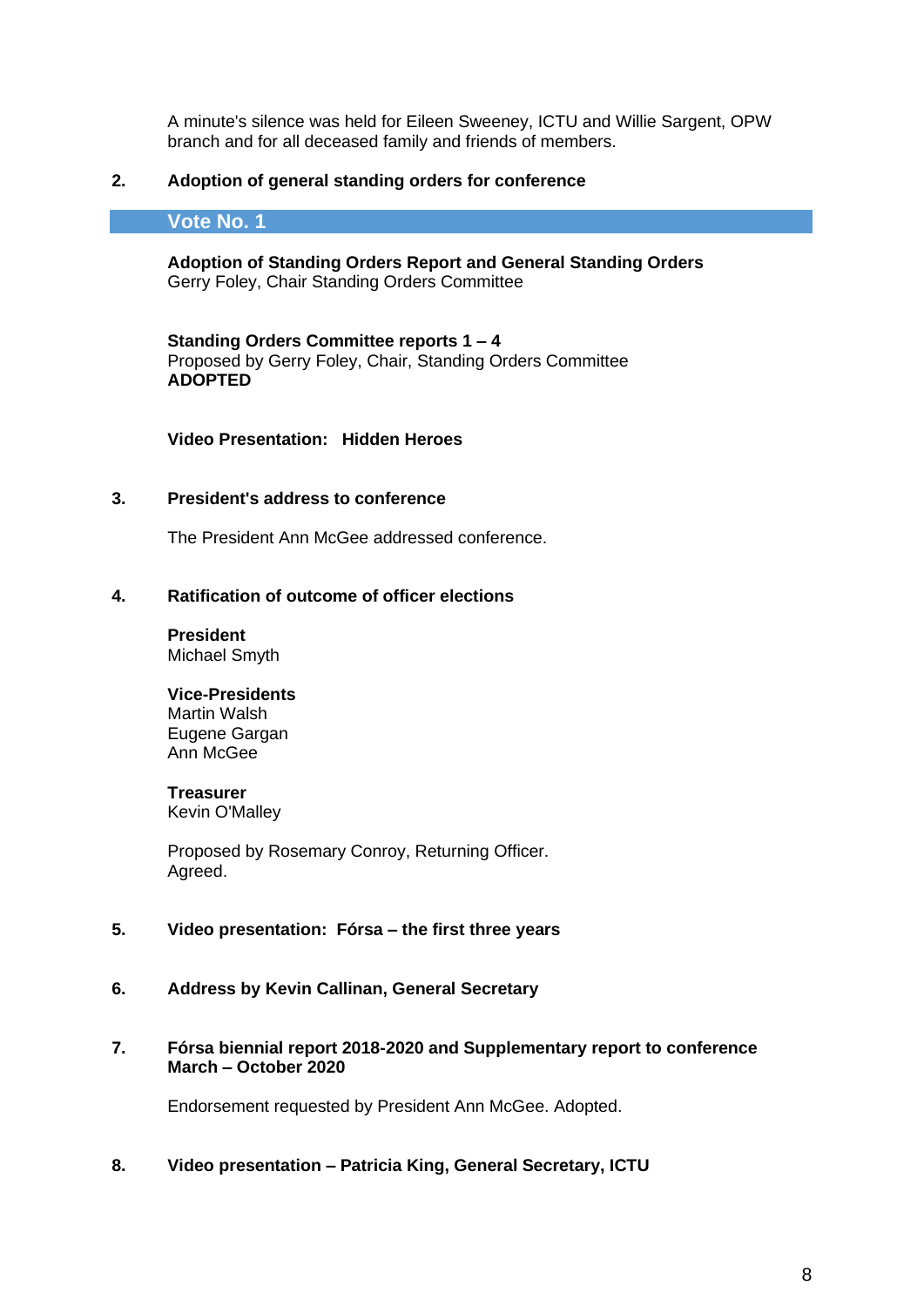A minute's silence was held for Eileen Sweeney, ICTU and Willie Sargent, OPW branch and for all deceased family and friends of members.

## 2. Adoption of general standing orders for conference

### Vote No. 1

**Adoption of Standing Orders Report and General Standing Orders**
Gerry Foley, Chair Standing Orders Committee

**Standing Orders Committee reports 1 – 4**
Proposed by Gerry Foley, Chair, Standing Orders Committee
**ADOPTED**

**Video Presentation: Hidden Heroes**

## 3. President's address to conference

The President Ann McGee addressed conference.

## 4. Ratification of outcome of officer elections

**President**
Michael Smyth

**Vice-Presidents**
Martin Walsh
Eugene Gargan
Ann McGee

**Treasurer**
Kevin O'Malley

Proposed by Rosemary Conroy, Returning Officer.
Agreed.

## 5. Video presentation: Fórsa – the first three years

## 6. Address by Kevin Callinan, General Secretary

## 7. Fórsa biennial report 2018-2020 and Supplementary report to conference March – October 2020

Endorsement requested by President Ann McGee. Adopted.

## 8. Video presentation – Patricia King, General Secretary, ICTU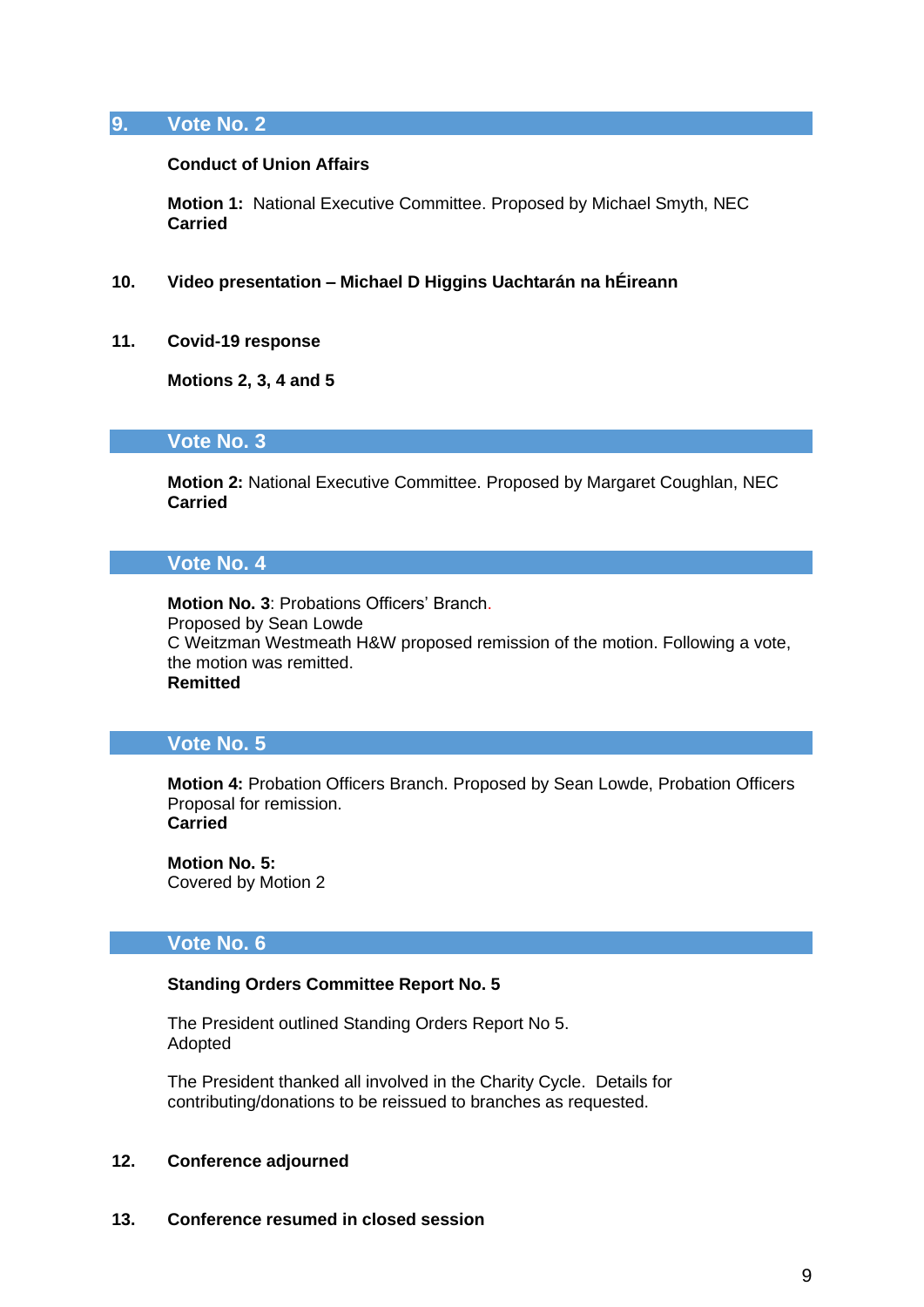## 9. Vote No. 2

**Conduct of Union Affairs**

**Motion 1:** National Executive Committee. Proposed by Michael Smyth, NEC
**Carried**

**10. Video presentation – Michael D Higgins Uachtarán na hÉireann**

**11. Covid-19 response**

**Motions 2, 3, 4 and 5**

## Vote No. 3

**Motion 2:** National Executive Committee. Proposed by Margaret Coughlan, NEC
**Carried**

## Vote No. 4

**Motion No. 3**: Probations Officers' Branch.
Proposed by Sean Lowde
C Weitzman Westmeath H&W proposed remission of the motion. Following a vote, the motion was remitted.
**Remitted**

## Vote No. 5

**Motion 4:** Probation Officers Branch. Proposed by Sean Lowde, Probation Officers
Proposal for remission.
**Carried**

**Motion No. 5:**
Covered by Motion 2

## Vote No. 6

**Standing Orders Committee Report No. 5**

The President outlined Standing Orders Report No 5.
Adopted

The President thanked all involved in the Charity Cycle. Details for contributing/donations to be reissued to branches as requested.

**12. Conference adjourned**

**13. Conference resumed in closed session**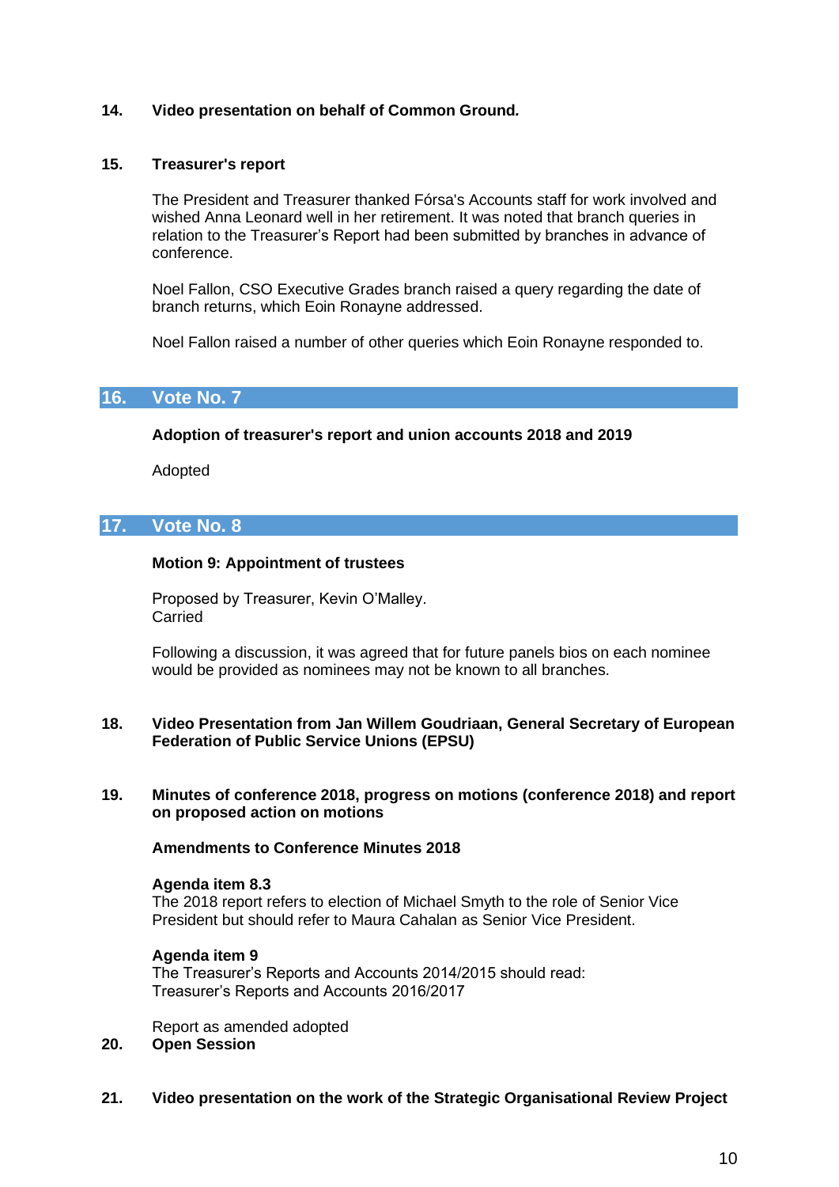**14. Video presentation on behalf of Common Ground.**

**15. Treasurer's report**

The President and Treasurer thanked Fórsa's Accounts staff for work involved and wished Anna Leonard well in her retirement. It was noted that branch queries in relation to the Treasurer's Report had been submitted by branches in advance of conference.

Noel Fallon, CSO Executive Grades branch raised a query regarding the date of branch returns, which Eoin Ronayne addressed.

Noel Fallon raised a number of other queries which Eoin Ronayne responded to.

## 16. Vote No. 7

**Adoption of treasurer's report and union accounts 2018 and 2019**

Adopted

## 17. Vote No. 8

**Motion 9: Appointment of trustees**

Proposed by Treasurer, Kevin O'Malley.
Carried

Following a discussion, it was agreed that for future panels bios on each nominee would be provided as nominees may not be known to all branches.

**18. Video Presentation from Jan Willem Goudriaan, General Secretary of European Federation of Public Service Unions (EPSU)**

**19. Minutes of conference 2018, progress on motions (conference 2018) and report on proposed action on motions**

**Amendments to Conference Minutes 2018**

**Agenda item 8.3**
The 2018 report refers to election of Michael Smyth to the role of Senior Vice President but should refer to Maura Cahalan as Senior Vice President.

**Agenda item 9**
The Treasurer's Reports and Accounts 2014/2015 should read:
Treasurer's Reports and Accounts 2016/2017

Report as amended adopted

**20. Open Session**

**21. Video presentation on the work of the Strategic Organisational Review Project**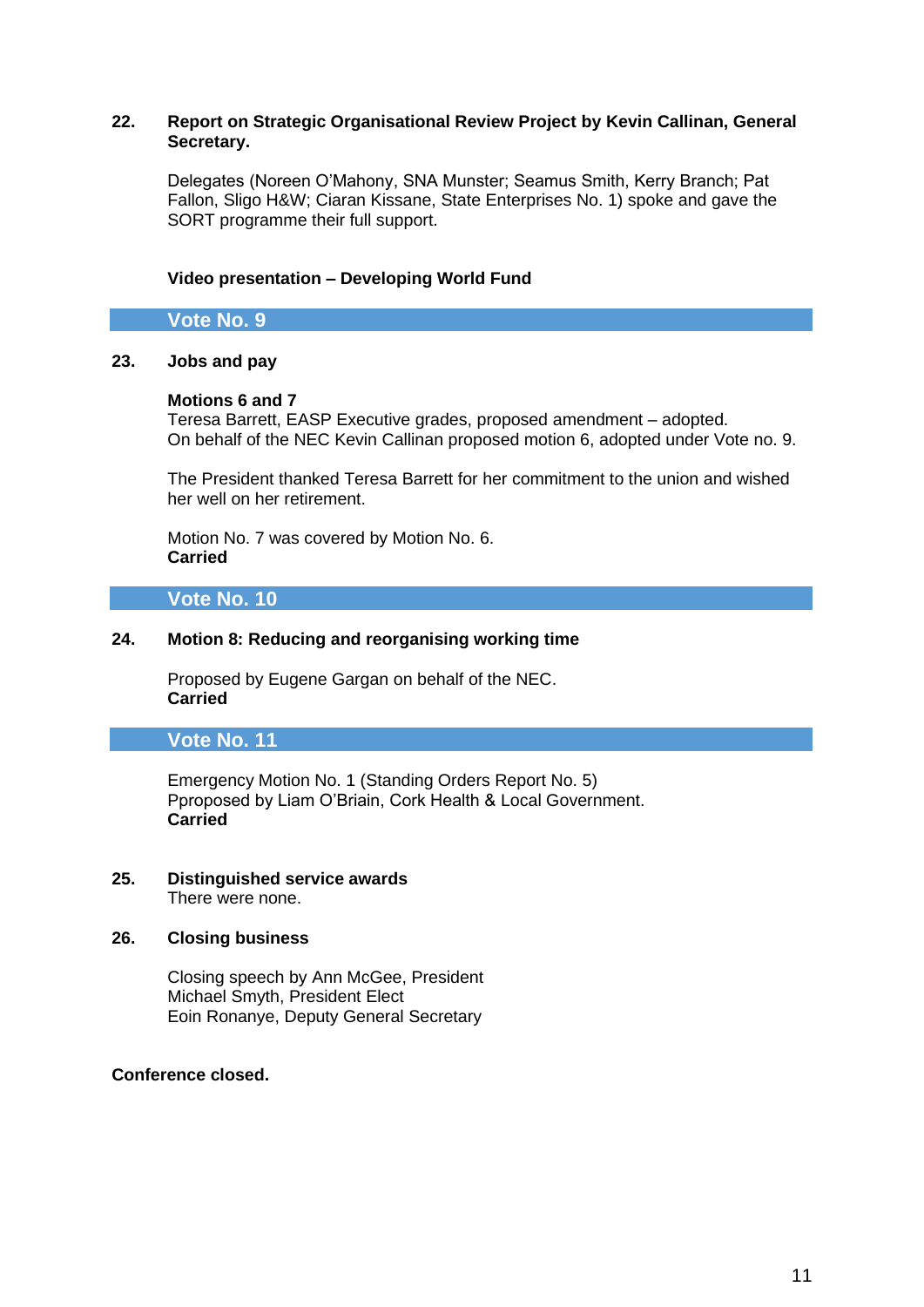**22. Report on Strategic Organisational Review Project by Kevin Callinan, General Secretary.**

Delegates (Noreen O'Mahony, SNA Munster; Seamus Smith, Kerry Branch; Pat Fallon, Sligo H&W; Ciaran Kissane, State Enterprises No. 1) spoke and gave the SORT programme their full support.

**Video presentation – Developing World Fund**

## Vote No. 9

**23. Jobs and pay**

**Motions 6 and 7**
Teresa Barrett, EASP Executive grades, proposed amendment – adopted.
On behalf of the NEC Kevin Callinan proposed motion 6, adopted under Vote no. 9.

The President thanked Teresa Barrett for her commitment to the union and wished her well on her retirement.

Motion No. 7 was covered by Motion No. 6.
**Carried**

## Vote No. 10

**24. Motion 8: Reducing and reorganising working time**

Proposed by Eugene Gargan on behalf of the NEC.
**Carried**

## Vote No. 11

Emergency Motion No. 1 (Standing Orders Report No. 5)
Ppropposed by Liam O'Briain, Cork Health & Local Government.
**Carried**

**25. Distinguished service awards**
There were none.

**26. Closing business**

Closing speech by Ann McGee, President
Michael Smyth, President Elect
Eoin Ronanye, Deputy General Secretary

**Conference closed.**